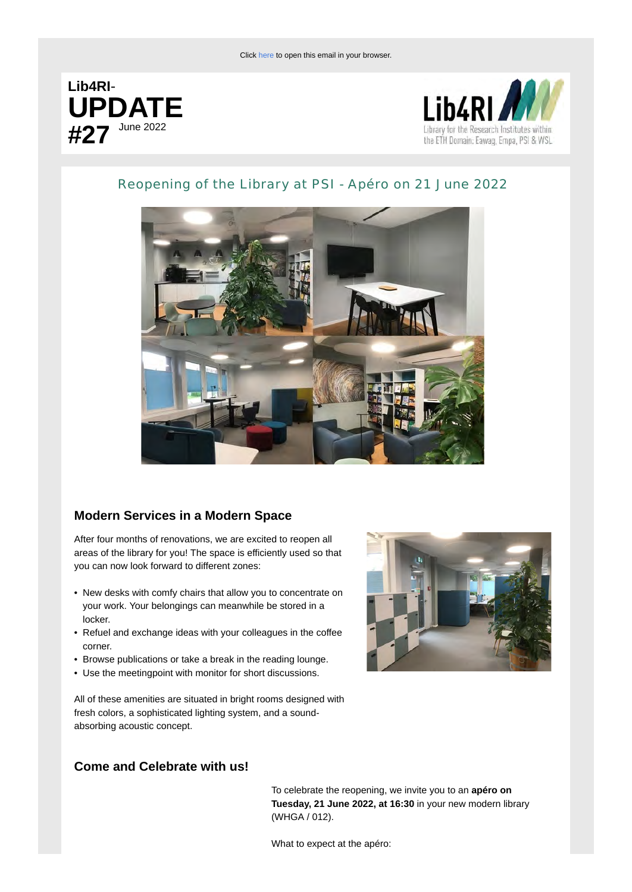Click here to open this email in your browser.

**Lib4RI-**
# UPDATE
# #27 June 2022

Lib4RI
Library for the Research Institutes within the ETH Domain: Eawag, Empa, PSI & WSL

## Reopening of the Library at PSI - Apéro on 21 June 2022

### Modern Services in a Modern Space

After four months of renovations, we are excited to reopen all areas of the library for you! The space is efficiently used so that you can now look forward to different zones:

- New desks with comfy chairs that allow you to concentrate on your work. Your belongings can meanwhile be stored in a locker.
- Refuel and exchange ideas with your colleagues in the coffee corner.
- Browse publications or take a break in the reading lounge.
- Use the meetingpoint with monitor for short discussions.

All of these amenities are situated in bright rooms designed with fresh colors, a sophisticated lighting system, and a sound-absorbing acoustic concept.

### Come and Celebrate with us!

To celebrate the reopening, we invite you to an **apéro on Tuesday, 21 June 2022, at 16:30** in your new modern library (WHGA / 012).

What to expect at the apéro: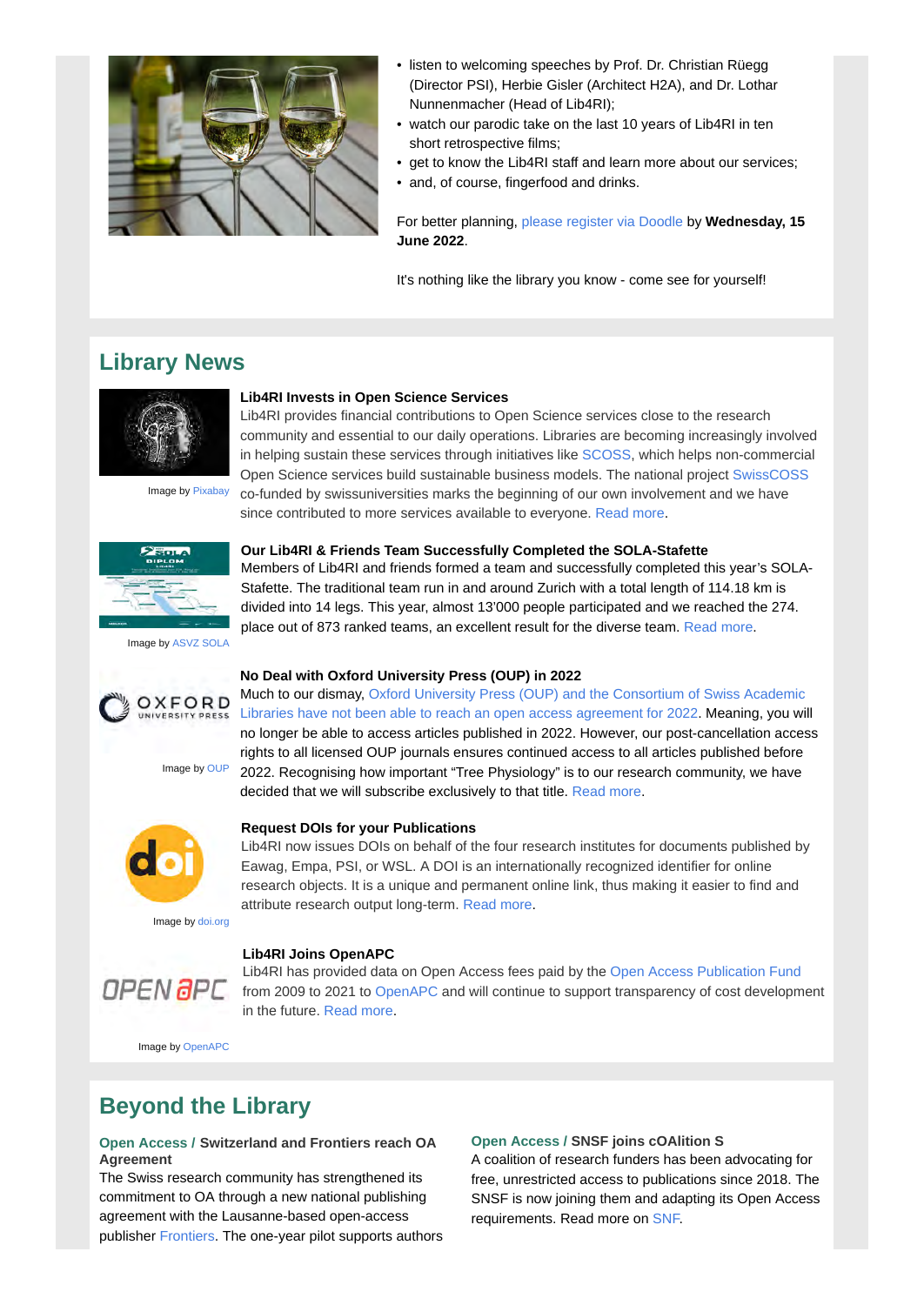- listen to welcoming speeches by Prof. Dr. Christian Rüegg (Director PSI), Herbie Gisler (Architect H2A), and Dr. Lothar Nunnenmacher (Head of Lib4RI);
- watch our parodic take on the last 10 years of Lib4RI in ten short retrospective films;
- get to know the Lib4RI staff and learn more about our services;
- and, of course, fingerfood and drinks.

For better planning, please register via Doodle by **Wednesday, 15 June 2022**.

It's nothing like the library you know - come see for yourself!

## Library News

Image by Pixabay

**Lib4RI Invests in Open Science Services**
Lib4RI provides financial contributions to Open Science services close to the research community and essential to our daily operations. Libraries are becoming increasingly involved in helping sustain these services through initiatives like SCOSS, which helps non-commercial Open Science services build sustainable business models. The national project SwissCOSS co-funded by swissuniversities marks the beginning of our own involvement and we have since contributed to more services available to everyone. Read more.

Image by ASVZ SOLA

**Our Lib4RI & Friends Team Successfully Completed the SOLA-Stafette**
Members of Lib4RI and friends formed a team and successfully completed this year's SOLA-Stafette. The traditional team run in and around Zurich with a total length of 114.18 km is divided into 14 legs. This year, almost 13'000 people participated and we reached the 274. place out of 873 ranked teams, an excellent result for the diverse team. Read more.

Image by OUP

**No Deal with Oxford University Press (OUP) in 2022**
Much to our dismay, Oxford University Press (OUP) and the Consortium of Swiss Academic Libraries have not been able to reach an open access agreement for 2022. Meaning, you will no longer be able to access articles published in 2022. However, our post-cancellation access rights to all licensed OUP journals ensures continued access to all articles published before 2022. Recognising how important "Tree Physiology" is to our research community, we have decided that we will subscribe exclusively to that title. Read more.

Image by doi.org

**Request DOIs for your Publications**
Lib4RI now issues DOIs on behalf of the four research institutes for documents published by Eawag, Empa, PSI, or WSL. A DOI is an internationally recognized identifier for online research objects. It is a unique and permanent online link, thus making it easier to find and attribute research output long-term. Read more.

Image by OpenAPC

**Lib4RI Joins OpenAPC**
Lib4RI has provided data on Open Access fees paid by the Open Access Publication Fund from 2009 to 2021 to OpenAPC and will continue to support transparency of cost development in the future. Read more.

## Beyond the Library

**Open Access / Switzerland and Frontiers reach OA Agreement**
The Swiss research community has strengthened its commitment to OA through a new national publishing agreement with the Lausanne-based open-access publisher Frontiers. The one-year pilot supports authors

**Open Access / SNSF joins cOAlition S**
A coalition of research funders has been advocating for free, unrestricted access to publications since 2018. The SNSF is now joining them and adapting its Open Access requirements. Read more on SNF.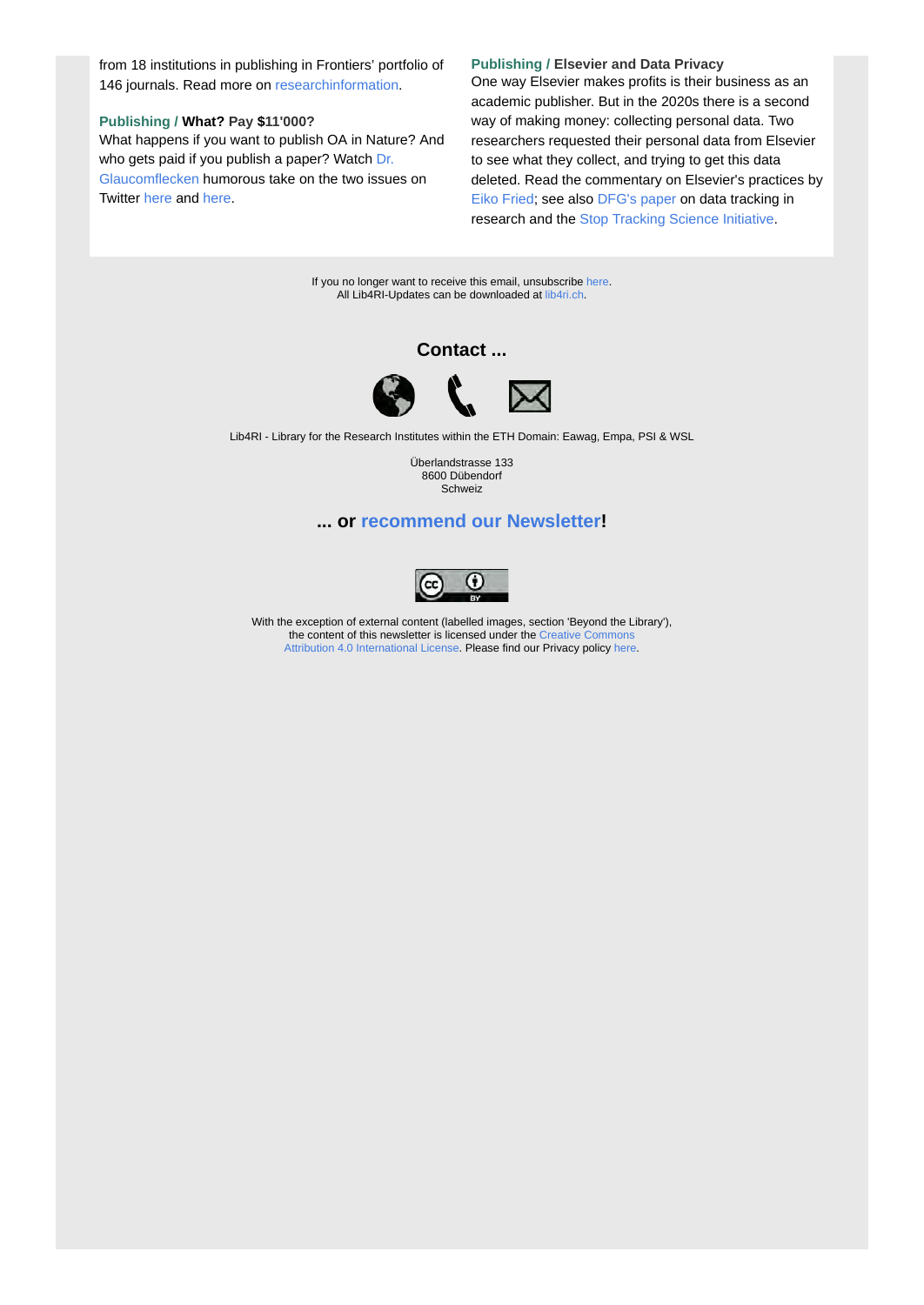from 18 institutions in publishing in Frontiers' portfolio of 146 journals. Read more on researchinformation.

**Publishing / What? Pay $11'000?**
What happens if you want to publish OA in Nature? And who gets paid if you publish a paper? Watch Dr. Glaucomflecken humorous take on the two issues on Twitter here and here.

**Publishing / Elsevier and Data Privacy**
One way Elsevier makes profits is their business as an academic publisher. But in the 2020s there is a second way of making money: collecting personal data. Two researchers requested their personal data from Elsevier to see what they collect, and trying to get this data deleted. Read the commentary on Elsevier's practices by Eiko Fried; see also DFG's paper on data tracking in research and the Stop Tracking Science Initiative.

If you no longer want to receive this email, unsubscribe here.
All Lib4RI-Updates can be downloaded at lib4ri.ch.

## Contact ...

Lib4RI - Library for the Research Institutes within the ETH Domain: Eawag, Empa, PSI & WSL

Überlandstrasse 133
8600 Dübendorf
Schweiz

## ... or recommend our Newsletter!

With the exception of external content (labelled images, section 'Beyond the Library'), the content of this newsletter is licensed under the Creative Commons Attribution 4.0 International License. Please find our Privacy policy here.